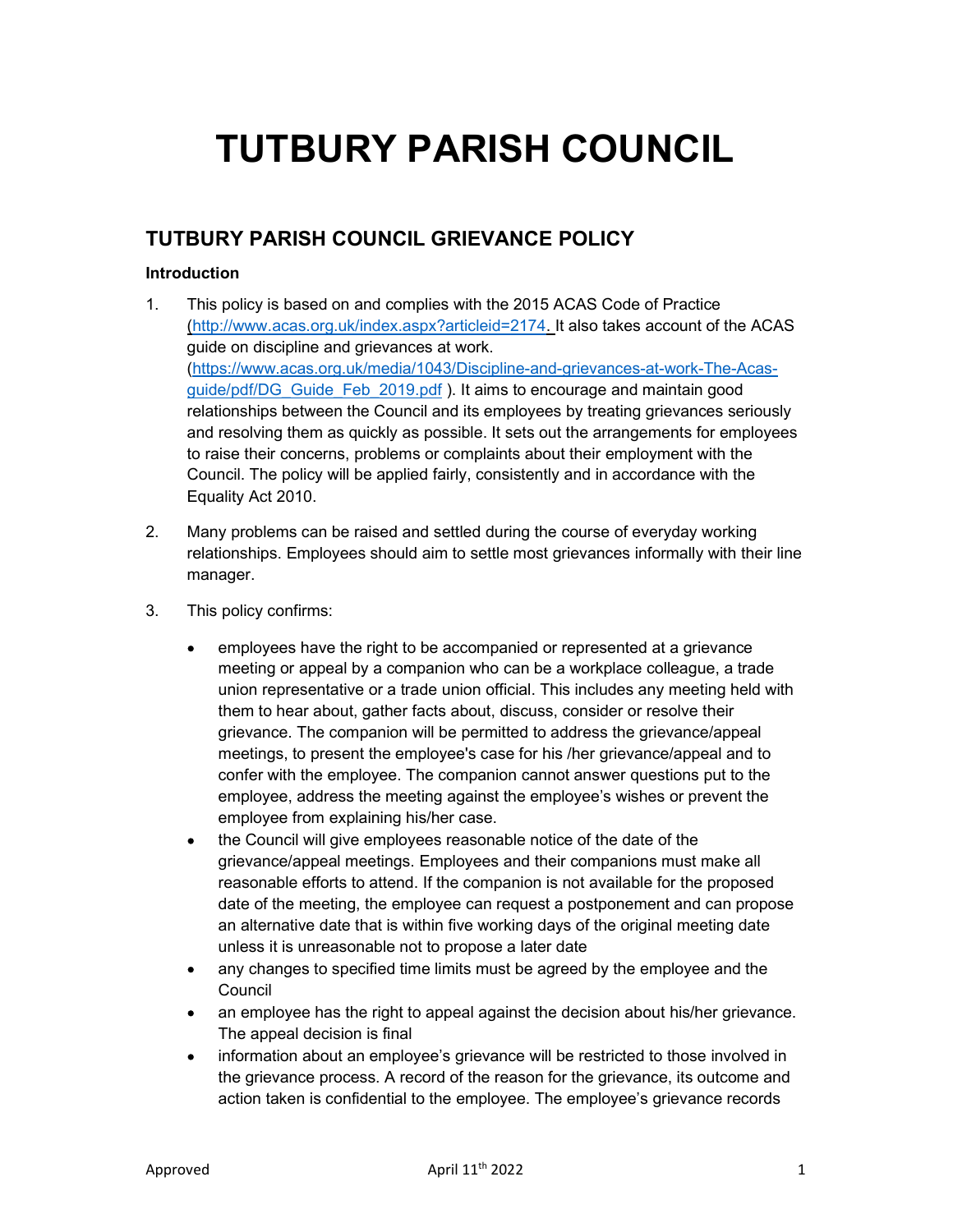# TUTBURY PARISH COUNCIL

## TUTBURY PARISH COUNCIL GRIEVANCE POLICY

### Introduction

1. This policy is based on and complies with the 2015 ACAS Code of Practice (http://www.acas.org.uk/index.aspx?articleid=2174. It also takes account of the ACAS guide on discipline and grievances at work. (https://www.acas.org.uk/media/1043/Discipline-and-grievances-at-work-The-Acas-guide/pdf/DG_Guide_Feb_2019.pdf ). It aims to encourage and maintain good relationships between the Council and its employees by treating grievances seriously and resolving them as quickly as possible. It sets out the arrangements for employees to raise their concerns, problems or complaints about their employment with the Council. The policy will be applied fairly, consistently and in accordance with the Equality Act 2010.

2. Many problems can be raised and settled during the course of everyday working relationships. Employees should aim to settle most grievances informally with their line manager.

3. This policy confirms:

   - employees have the right to be accompanied or represented at a grievance meeting or appeal by a companion who can be a workplace colleague, a trade union representative or a trade union official. This includes any meeting held with them to hear about, gather facts about, discuss, consider or resolve their grievance. The companion will be permitted to address the grievance/appeal meetings, to present the employee's case for his /her grievance/appeal and to confer with the employee. The companion cannot answer questions put to the employee, address the meeting against the employee's wishes or prevent the employee from explaining his/her case.
   - the Council will give employees reasonable notice of the date of the grievance/appeal meetings. Employees and their companions must make all reasonable efforts to attend. If the companion is not available for the proposed date of the meeting, the employee can request a postponement and can propose an alternative date that is within five working days of the original meeting date unless it is unreasonable not to propose a later date
   - any changes to specified time limits must be agreed by the employee and the Council
   - an employee has the right to appeal against the decision about his/her grievance. The appeal decision is final
   - information about an employee's grievance will be restricted to those involved in the grievance process. A record of the reason for the grievance, its outcome and action taken is confidential to the employee. The employee's grievance records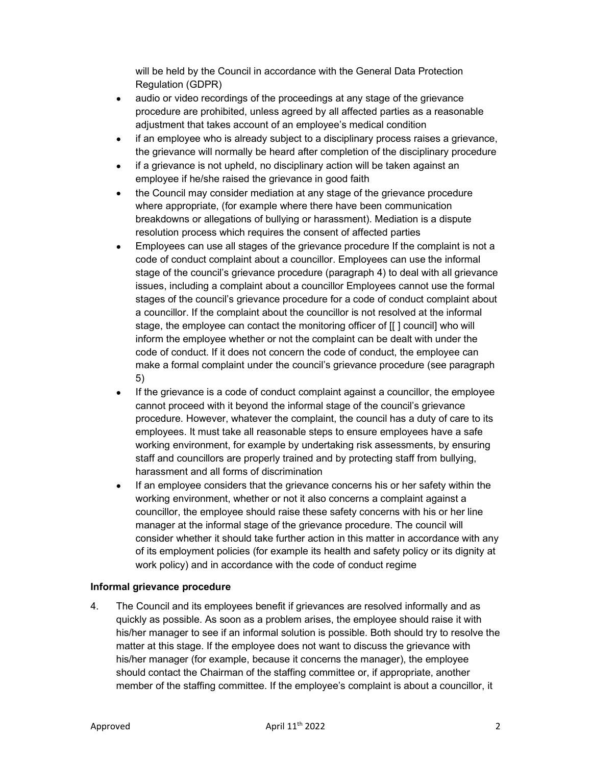will be held by the Council in accordance with the General Data Protection Regulation (GDPR)

- audio or video recordings of the proceedings at any stage of the grievance procedure are prohibited, unless agreed by all affected parties as a reasonable adjustment that takes account of an employee's medical condition
- if an employee who is already subject to a disciplinary process raises a grievance, the grievance will normally be heard after completion of the disciplinary procedure
- if a grievance is not upheld, no disciplinary action will be taken against an employee if he/she raised the grievance in good faith
- the Council may consider mediation at any stage of the grievance procedure where appropriate, (for example where there have been communication breakdowns or allegations of bullying or harassment). Mediation is a dispute resolution process which requires the consent of affected parties
- Employees can use all stages of the grievance procedure If the complaint is not a code of conduct complaint about a councillor. Employees can use the informal stage of the council's grievance procedure (paragraph 4) to deal with all grievance issues, including a complaint about a councillor Employees cannot use the formal stages of the council's grievance procedure for a code of conduct complaint about a councillor. If the complaint about the councillor is not resolved at the informal stage, the employee can contact the monitoring officer of [[ ] council] who will inform the employee whether or not the complaint can be dealt with under the code of conduct. If it does not concern the code of conduct, the employee can make a formal complaint under the council's grievance procedure (see paragraph 5)
- If the grievance is a code of conduct complaint against a councillor, the employee cannot proceed with it beyond the informal stage of the council's grievance procedure. However, whatever the complaint, the council has a duty of care to its employees. It must take all reasonable steps to ensure employees have a safe working environment, for example by undertaking risk assessments, by ensuring staff and councillors are properly trained and by protecting staff from bullying, harassment and all forms of discrimination
- If an employee considers that the grievance concerns his or her safety within the working environment, whether or not it also concerns a complaint against a councillor, the employee should raise these safety concerns with his or her line manager at the informal stage of the grievance procedure. The council will consider whether it should take further action in this matter in accordance with any of its employment policies (for example its health and safety policy or its dignity at work policy) and in accordance with the code of conduct regime

**Informal grievance procedure**

4. The Council and its employees benefit if grievances are resolved informally and as quickly as possible. As soon as a problem arises, the employee should raise it with his/her manager to see if an informal solution is possible. Both should try to resolve the matter at this stage. If the employee does not want to discuss the grievance with his/her manager (for example, because it concerns the manager), the employee should contact the Chairman of the staffing committee or, if appropriate, another member of the staffing committee. If the employee's complaint is about a councillor, it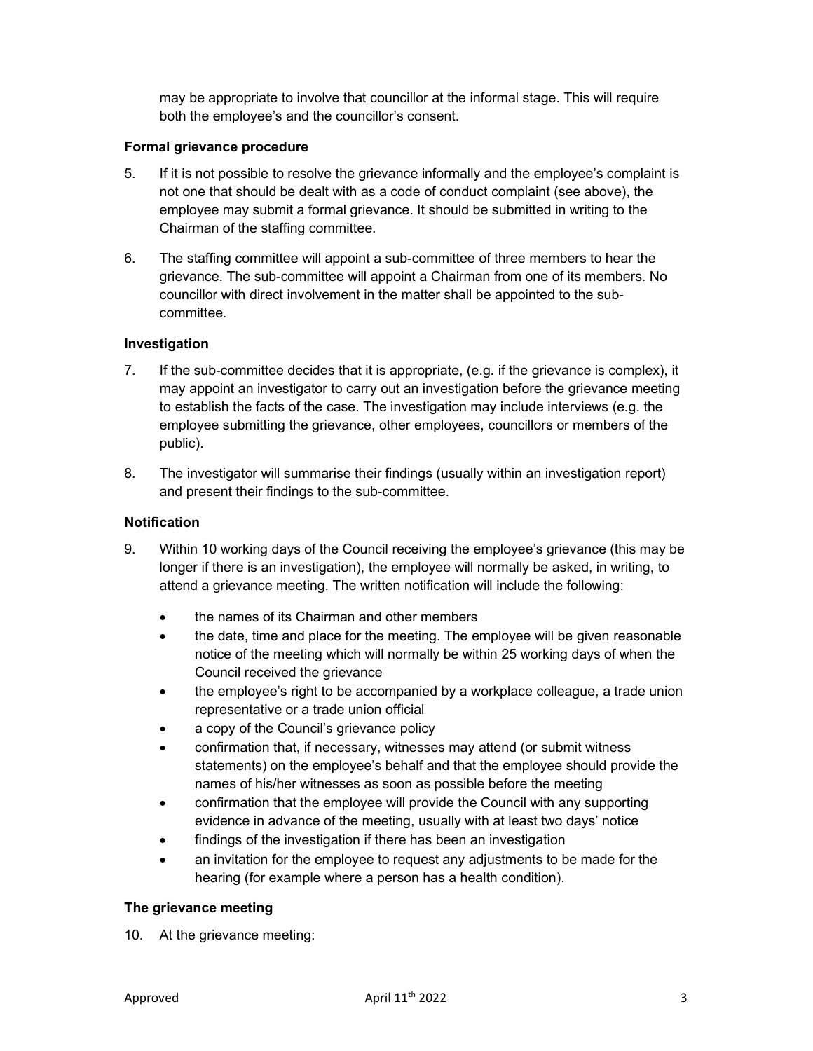may be appropriate to involve that councillor at the informal stage. This will require both the employee's and the councillor's consent.

**Formal grievance procedure**

5. If it is not possible to resolve the grievance informally and the employee's complaint is not one that should be dealt with as a code of conduct complaint (see above), the employee may submit a formal grievance. It should be submitted in writing to the Chairman of the staffing committee.

6. The staffing committee will appoint a sub-committee of three members to hear the grievance. The sub-committee will appoint a Chairman from one of its members. No councillor with direct involvement in the matter shall be appointed to the sub-committee.

**Investigation**

7. If the sub-committee decides that it is appropriate, (e.g. if the grievance is complex), it may appoint an investigator to carry out an investigation before the grievance meeting to establish the facts of the case. The investigation may include interviews (e.g. the employee submitting the grievance, other employees, councillors or members of the public).

8. The investigator will summarise their findings (usually within an investigation report) and present their findings to the sub-committee.

**Notification**

9. Within 10 working days of the Council receiving the employee's grievance (this may be longer if there is an investigation), the employee will normally be asked, in writing, to attend a grievance meeting. The written notification will include the following:

   - the names of its Chairman and other members
   - the date, time and place for the meeting. The employee will be given reasonable notice of the meeting which will normally be within 25 working days of when the Council received the grievance
   - the employee's right to be accompanied by a workplace colleague, a trade union representative or a trade union official
   - a copy of the Council's grievance policy
   - confirmation that, if necessary, witnesses may attend (or submit witness statements) on the employee's behalf and that the employee should provide the names of his/her witnesses as soon as possible before the meeting
   - confirmation that the employee will provide the Council with any supporting evidence in advance of the meeting, usually with at least two days' notice
   - findings of the investigation if there has been an investigation
   - an invitation for the employee to request any adjustments to be made for the hearing (for example where a person has a health condition).

**The grievance meeting**

10. At the grievance meeting: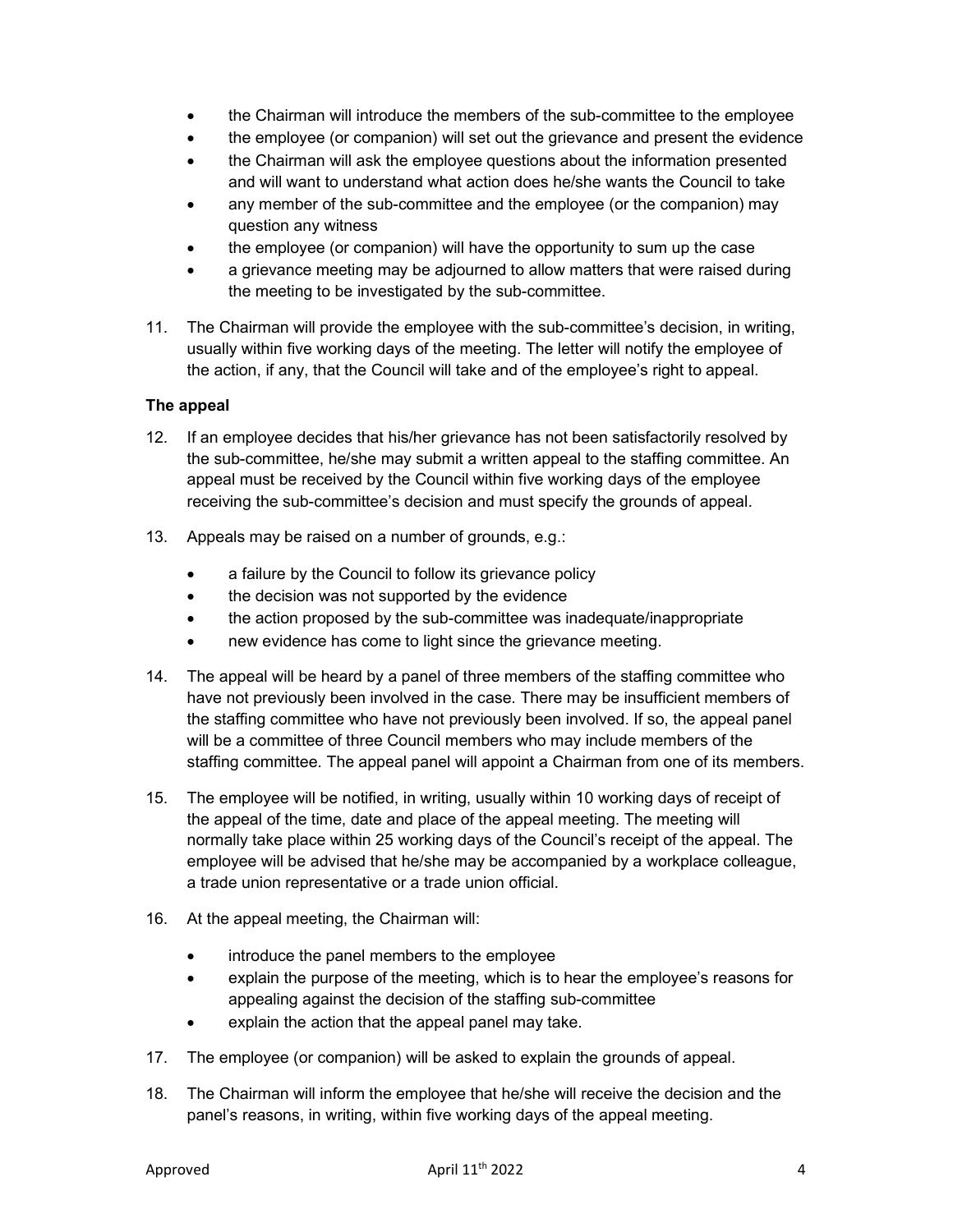- the Chairman will introduce the members of the sub-committee to the employee
- the employee (or companion) will set out the grievance and present the evidence
- the Chairman will ask the employee questions about the information presented and will want to understand what action does he/she wants the Council to take
- any member of the sub-committee and the employee (or the companion) may question any witness
- the employee (or companion) will have the opportunity to sum up the case
- a grievance meeting may be adjourned to allow matters that were raised during the meeting to be investigated by the sub-committee.

11. The Chairman will provide the employee with the sub-committee's decision, in writing, usually within five working days of the meeting. The letter will notify the employee of the action, if any, that the Council will take and of the employee's right to appeal.

**The appeal**

12. If an employee decides that his/her grievance has not been satisfactorily resolved by the sub-committee, he/she may submit a written appeal to the staffing committee. An appeal must be received by the Council within five working days of the employee receiving the sub-committee's decision and must specify the grounds of appeal.

13. Appeals may be raised on a number of grounds, e.g.:

    - a failure by the Council to follow its grievance policy
    - the decision was not supported by the evidence
    - the action proposed by the sub-committee was inadequate/inappropriate
    - new evidence has come to light since the grievance meeting.

14. The appeal will be heard by a panel of three members of the staffing committee who have not previously been involved in the case. There may be insufficient members of the staffing committee who have not previously been involved. If so, the appeal panel will be a committee of three Council members who may include members of the staffing committee. The appeal panel will appoint a Chairman from one of its members.

15. The employee will be notified, in writing, usually within 10 working days of receipt of the appeal of the time, date and place of the appeal meeting. The meeting will normally take place within 25 working days of the Council's receipt of the appeal. The employee will be advised that he/she may be accompanied by a workplace colleague, a trade union representative or a trade union official.

16. At the appeal meeting, the Chairman will:

    - introduce the panel members to the employee
    - explain the purpose of the meeting, which is to hear the employee's reasons for appealing against the decision of the staffing sub-committee
    - explain the action that the appeal panel may take.

17. The employee (or companion) will be asked to explain the grounds of appeal.

18. The Chairman will inform the employee that he/she will receive the decision and the panel's reasons, in writing, within five working days of the appeal meeting.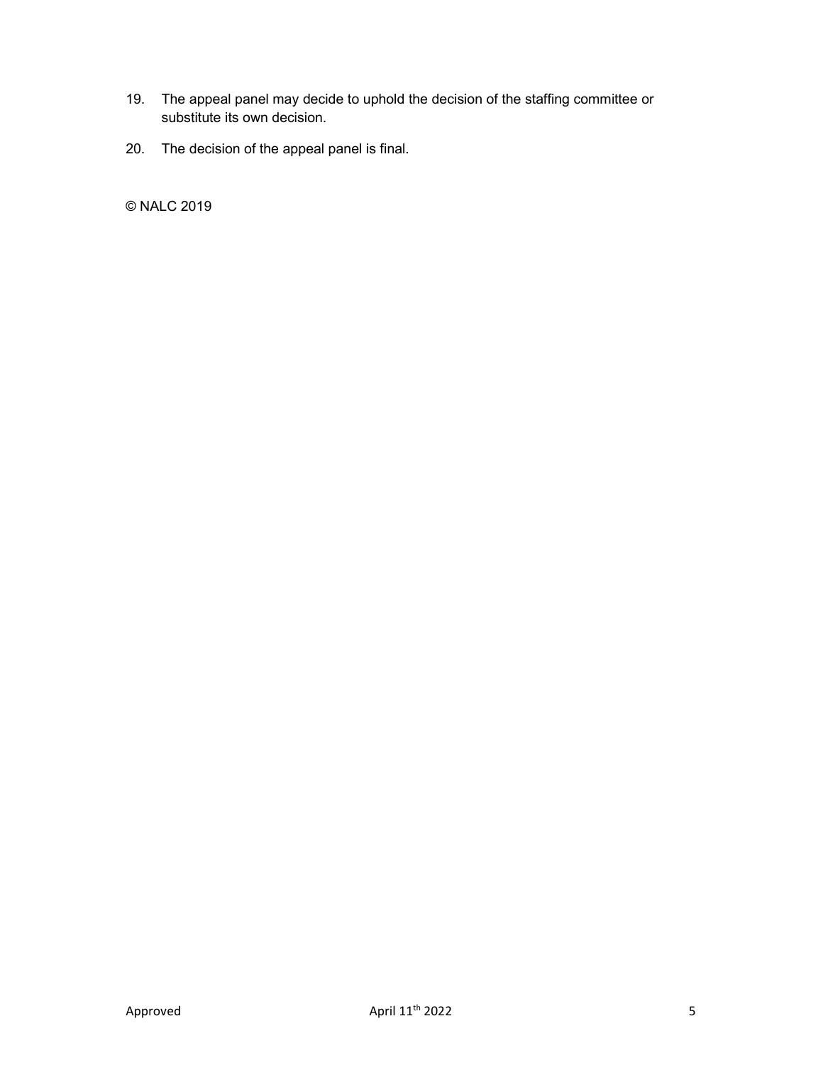19. The appeal panel may decide to uphold the decision of the staffing committee or substitute its own decision.

20. The decision of the appeal panel is final.

© NALC 2019